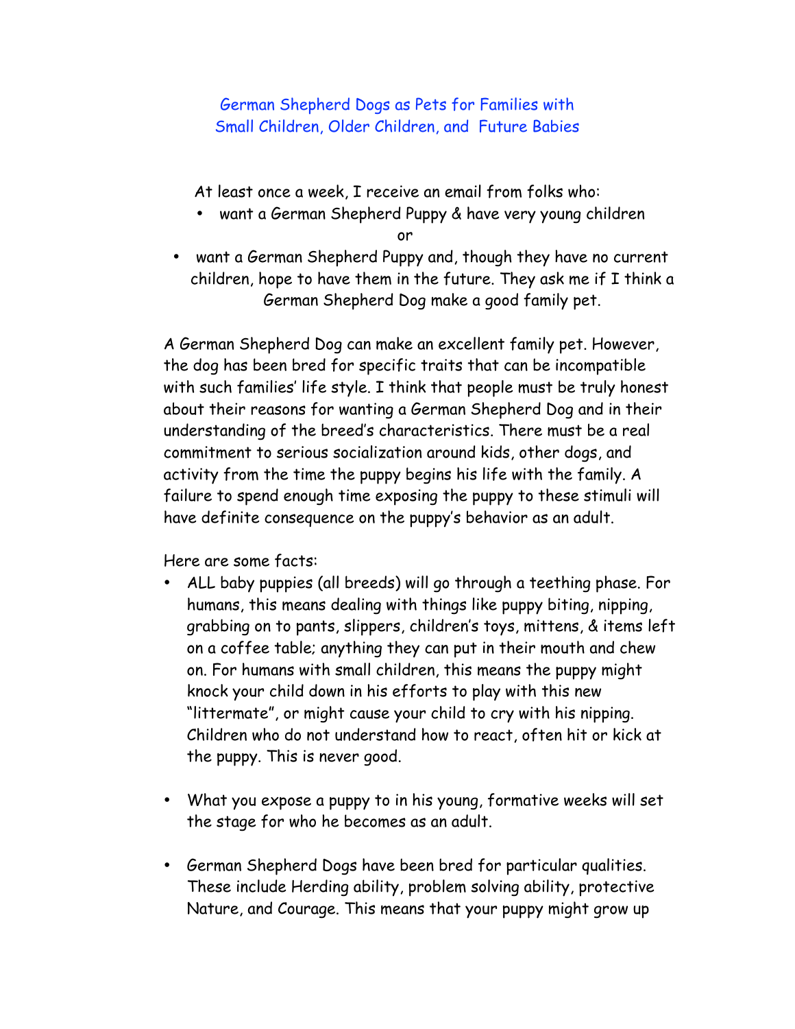# German Shepherd Dogs as Pets for Families with Small Children, Older Children, and Future Babies

At least once a week, I receive an email from folks who:

- want a German Shepherd Puppy & have very young children

or

- want a German Shepherd Puppy and, though they have no current children, hope to have them in the future. They ask me if I think a German Shepherd Dog make a good family pet.

A German Shepherd Dog can make an excellent family pet. However, the dog has been bred for specific traits that can be incompatible with such families' life style. I think that people must be truly honest about their reasons for wanting a German Shepherd Dog and in their understanding of the breed's characteristics. There must be a real commitment to serious socialization around kids, other dogs, and activity from the time the puppy begins his life with the family. A failure to spend enough time exposing the puppy to these stimuli will have definite consequence on the puppy's behavior as an adult.

Here are some facts:

- ALL baby puppies (all breeds) will go through a teething phase. For humans, this means dealing with things like puppy biting, nipping, grabbing on to pants, slippers, children's toys, mittens, & items left on a coffee table; anything they can put in their mouth and chew on. For humans with small children, this means the puppy might knock your child down in his efforts to play with this new "littermate", or might cause your child to cry with his nipping. Children who do not understand how to react, often hit or kick at the puppy. This is never good.

- What you expose a puppy to in his young, formative weeks will set the stage for who he becomes as an adult.

- German Shepherd Dogs have been bred for particular qualities. These include Herding ability, problem solving ability, protective Nature, and Courage. This means that your puppy might grow up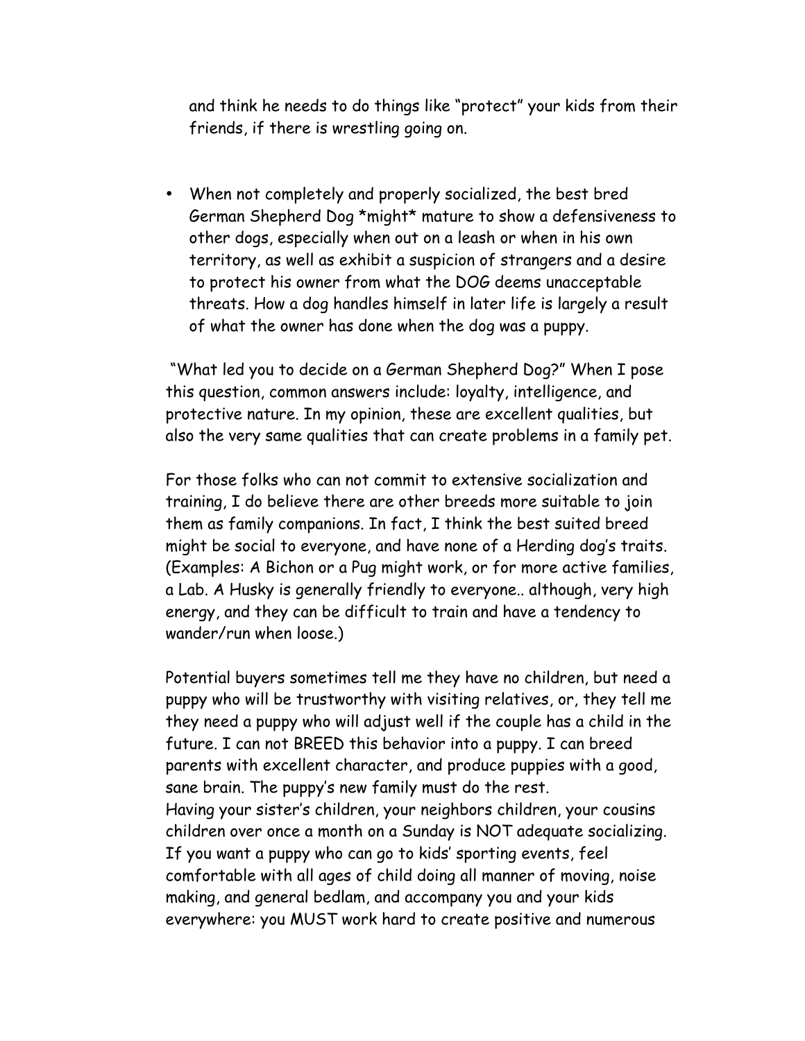and think he needs to do things like "protect" your kids from their friends, if there is wrestling going on.

- When not completely and properly socialized, the best bred German Shepherd Dog *might* mature to show a defensiveness to other dogs, especially when out on a leash or when in his own territory, as well as exhibit a suspicion of strangers and a desire to protect his owner from what the DOG deems unacceptable threats. How a dog handles himself in later life is largely a result of what the owner has done when the dog was a puppy.

"What led you to decide on a German Shepherd Dog?" When I pose this question, common answers include: loyalty, intelligence, and protective nature. In my opinion, these are excellent qualities, but also the very same qualities that can create problems in a family pet.

For those folks who can not commit to extensive socialization and training, I do believe there are other breeds more suitable to join them as family companions. In fact, I think the best suited breed might be social to everyone, and have none of a Herding dog's traits. (Examples: A Bichon or a Pug might work, or for more active families, a Lab. A Husky is generally friendly to everyone.. although, very high energy, and they can be difficult to train and have a tendency to wander/run when loose.)

Potential buyers sometimes tell me they have no children, but need a puppy who will be trustworthy with visiting relatives, or, they tell me they need a puppy who will adjust well if the couple has a child in the future. I can not BREED this behavior into a puppy. I can breed parents with excellent character, and produce puppies with a good, sane brain. The puppy's new family must do the rest.
Having your sister's children, your neighbors children, your cousins children over once a month on a Sunday is NOT adequate socializing. If you want a puppy who can go to kids' sporting events, feel comfortable with all ages of child doing all manner of moving, noise making, and general bedlam, and accompany you and your kids everywhere: you MUST work hard to create positive and numerous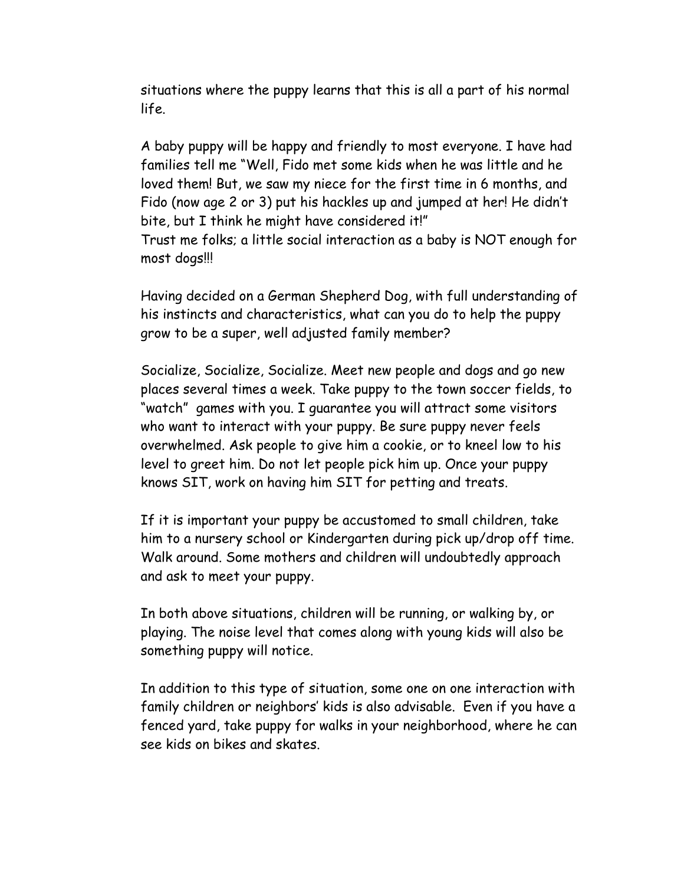situations where the puppy learns that this is all a part of his normal life.

A baby puppy will be happy and friendly to most everyone. I have had families tell me "Well, Fido met some kids when he was little and he loved them! But, we saw my niece for the first time in 6 months, and Fido (now age 2 or 3) put his hackles up and jumped at her! He didn't bite, but I think he might have considered it!"
Trust me folks; a little social interaction as a baby is NOT enough for most dogs!!!

Having decided on a German Shepherd Dog, with full understanding of his instincts and characteristics, what can you do to help the puppy grow to be a super, well adjusted family member?

Socialize, Socialize, Socialize. Meet new people and dogs and go new places several times a week. Take puppy to the town soccer fields, to "watch" games with you. I guarantee you will attract some visitors who want to interact with your puppy. Be sure puppy never feels overwhelmed. Ask people to give him a cookie, or to kneel low to his level to greet him. Do not let people pick him up. Once your puppy knows SIT, work on having him SIT for petting and treats.

If it is important your puppy be accustomed to small children, take him to a nursery school or Kindergarten during pick up/drop off time. Walk around. Some mothers and children will undoubtedly approach and ask to meet your puppy.

In both above situations, children will be running, or walking by, or playing. The noise level that comes along with young kids will also be something puppy will notice.

In addition to this type of situation, some one on one interaction with family children or neighbors' kids is also advisable. Even if you have a fenced yard, take puppy for walks in your neighborhood, where he can see kids on bikes and skates.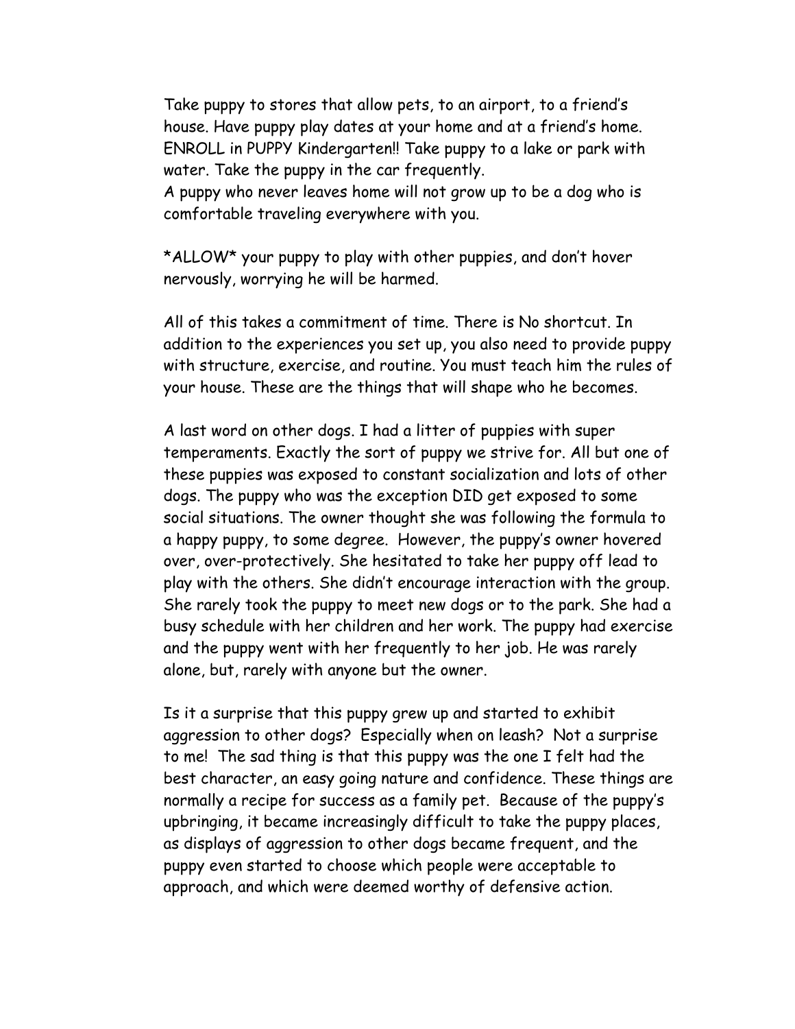Take puppy to stores that allow pets, to an airport, to a friend's house. Have puppy play dates at your home and at a friend's home. ENROLL in PUPPY Kindergarten!! Take puppy to a lake or park with water. Take the puppy in the car frequently.
A puppy who never leaves home will not grow up to be a dog who is comfortable traveling everywhere with you.

*ALLOW* your puppy to play with other puppies, and don't hover nervously, worrying he will be harmed.

All of this takes a commitment of time. There is No shortcut. In addition to the experiences you set up, you also need to provide puppy with structure, exercise, and routine. You must teach him the rules of your house. These are the things that will shape who he becomes.

A last word on other dogs. I had a litter of puppies with super temperaments. Exactly the sort of puppy we strive for. All but one of these puppies was exposed to constant socialization and lots of other dogs. The puppy who was the exception DID get exposed to some social situations. The owner thought she was following the formula to a happy puppy, to some degree. However, the puppy's owner hovered over, over-protectively. She hesitated to take her puppy off lead to play with the others. She didn't encourage interaction with the group. She rarely took the puppy to meet new dogs or to the park. She had a busy schedule with her children and her work. The puppy had exercise and the puppy went with her frequently to her job. He was rarely alone, but, rarely with anyone but the owner.

Is it a surprise that this puppy grew up and started to exhibit aggression to other dogs? Especially when on leash? Not a surprise to me! The sad thing is that this puppy was the one I felt had the best character, an easy going nature and confidence. These things are normally a recipe for success as a family pet. Because of the puppy's upbringing, it became increasingly difficult to take the puppy places, as displays of aggression to other dogs became frequent, and the puppy even started to choose which people were acceptable to approach, and which were deemed worthy of defensive action.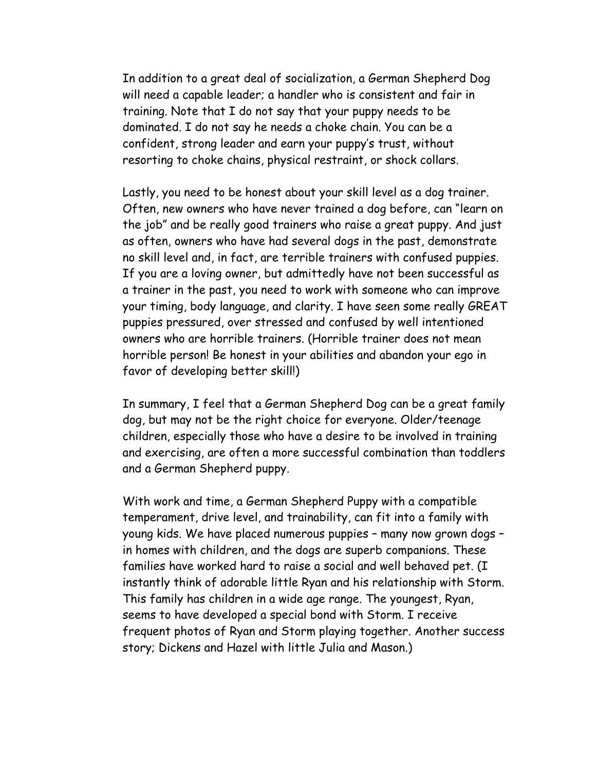In addition to a great deal of socialization, a German Shepherd Dog will need a capable leader; a handler who is consistent and fair in training. Note that I do not say that your puppy needs to be dominated. I do not say he needs a choke chain. You can be a confident, strong leader and earn your puppy's trust, without resorting to choke chains, physical restraint, or shock collars.

Lastly, you need to be honest about your skill level as a dog trainer. Often, new owners who have never trained a dog before, can "learn on the job" and be really good trainers who raise a great puppy. And just as often, owners who have had several dogs in the past, demonstrate no skill level and, in fact, are terrible trainers with confused puppies. If you are a loving owner, but admittedly have not been successful as a trainer in the past, you need to work with someone who can improve your timing, body language, and clarity. I have seen some really GREAT puppies pressured, over stressed and confused by well intentioned owners who are horrible trainers. (Horrible trainer does not mean horrible person! Be honest in your abilities and abandon your ego in favor of developing better skill!)

In summary, I feel that a German Shepherd Dog can be a great family dog, but may not be the right choice for everyone. Older/teenage children, especially those who have a desire to be involved in training and exercising, are often a more successful combination than toddlers and a German Shepherd puppy.

With work and time, a German Shepherd Puppy with a compatible temperament, drive level, and trainability, can fit into a family with young kids. We have placed numerous puppies – many now grown dogs – in homes with children, and the dogs are superb companions. These families have worked hard to raise a social and well behaved pet. (I instantly think of adorable little Ryan and his relationship with Storm. This family has children in a wide age range. The youngest, Ryan, seems to have developed a special bond with Storm. I receive frequent photos of Ryan and Storm playing together. Another success story; Dickens and Hazel with little Julia and Mason.)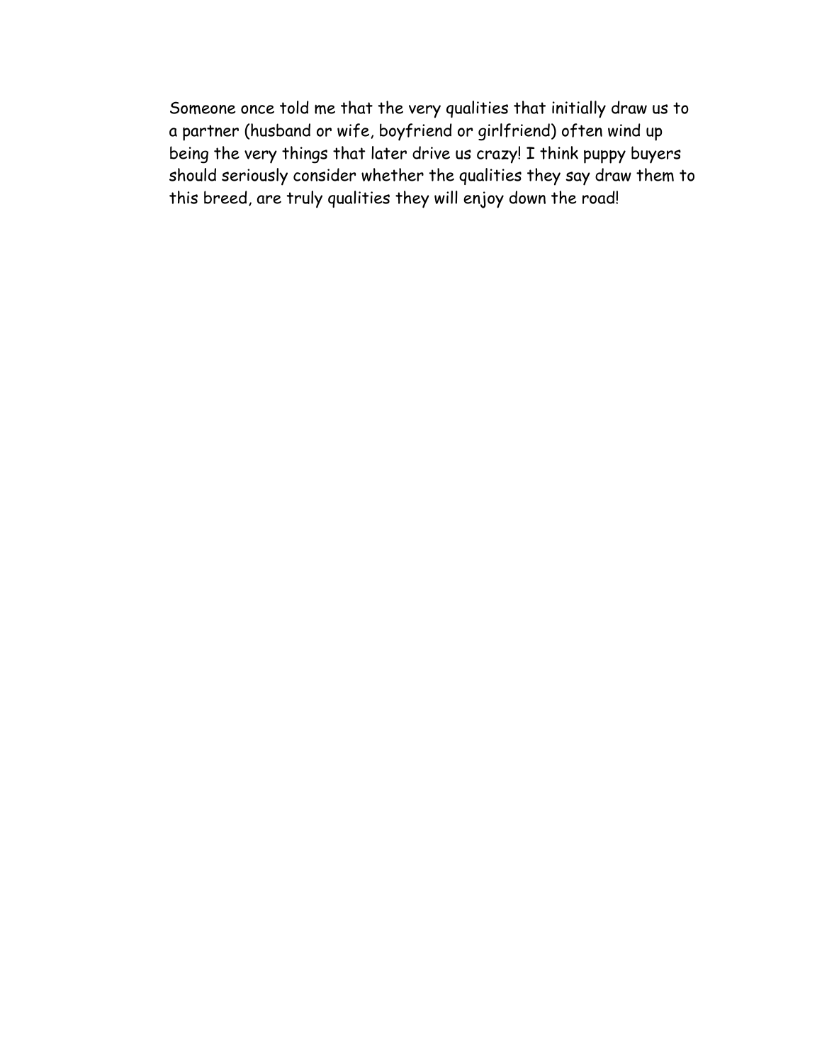Someone once told me that the very qualities that initially draw us to a partner (husband or wife, boyfriend or girlfriend) often wind up being the very things that later drive us crazy! I think puppy buyers should seriously consider whether the qualities they say draw them to this breed, are truly qualities they will enjoy down the road!